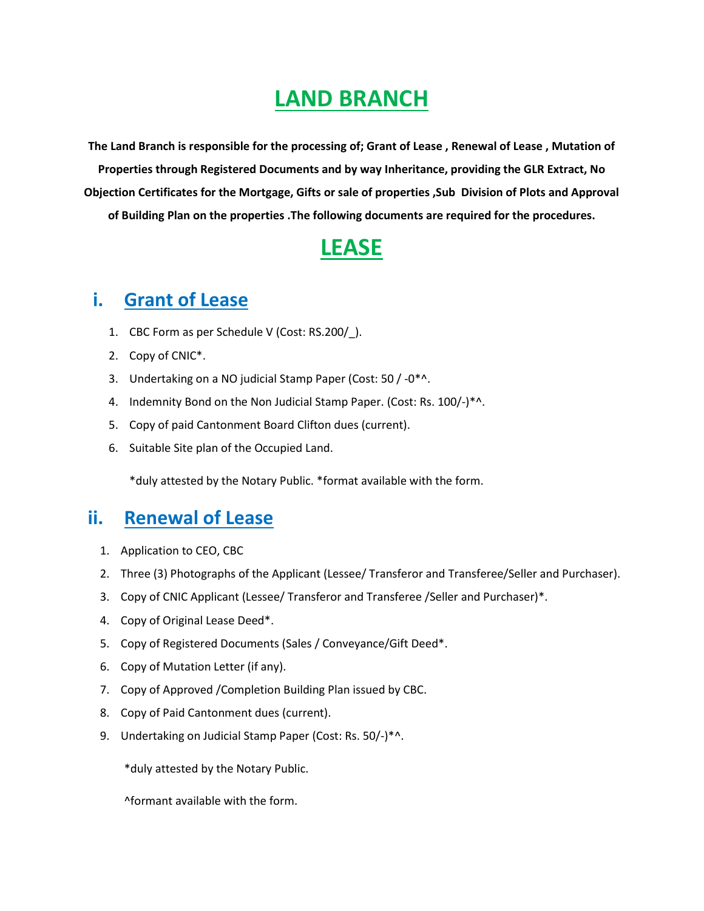# LAND BRANCH

**The Land Branch is responsible for the processing of; Grant of Lease , Renewal of Lease , Mutation of Properties through Registered Documents and by way Inheritance, providing the GLR Extract, No Objection Certificates for the Mortgage, Gifts or sale of properties ,Sub Division of Plots and Approval of Building Plan on the properties .The following documents are required for the procedures.**

# LEASE

## i. Grant of Lease

1. CBC Form as per Schedule V (Cost: RS.200/_).
2. Copy of CNIC*.
3. Undertaking on a NO judicial Stamp Paper (Cost: 50 / -0*^.
4. Indemnity Bond on the Non Judicial Stamp Paper. (Cost: Rs. 100/-)*^.
5. Copy of paid Cantonment Board Clifton dues (current).
6. Suitable Site plan of the Occupied Land.

*duly attested by the Notary Public. *format available with the form.

## ii. Renewal of Lease

1. Application to CEO, CBC
2. Three (3) Photographs of the Applicant (Lessee/ Transferor and Transferee/Seller and Purchaser).
3. Copy of CNIC Applicant (Lessee/ Transferor and Transferee /Seller and Purchaser)*.
4. Copy of Original Lease Deed*.
5. Copy of Registered Documents (Sales / Conveyance/Gift Deed*.
6. Copy of Mutation Letter (if any).
7. Copy of Approved /Completion Building Plan issued by CBC.
8. Copy of Paid Cantonment dues (current).
9. Undertaking on Judicial Stamp Paper (Cost: Rs. 50/-)*^.

*duly attested by the Notary Public.

^formant available with the form.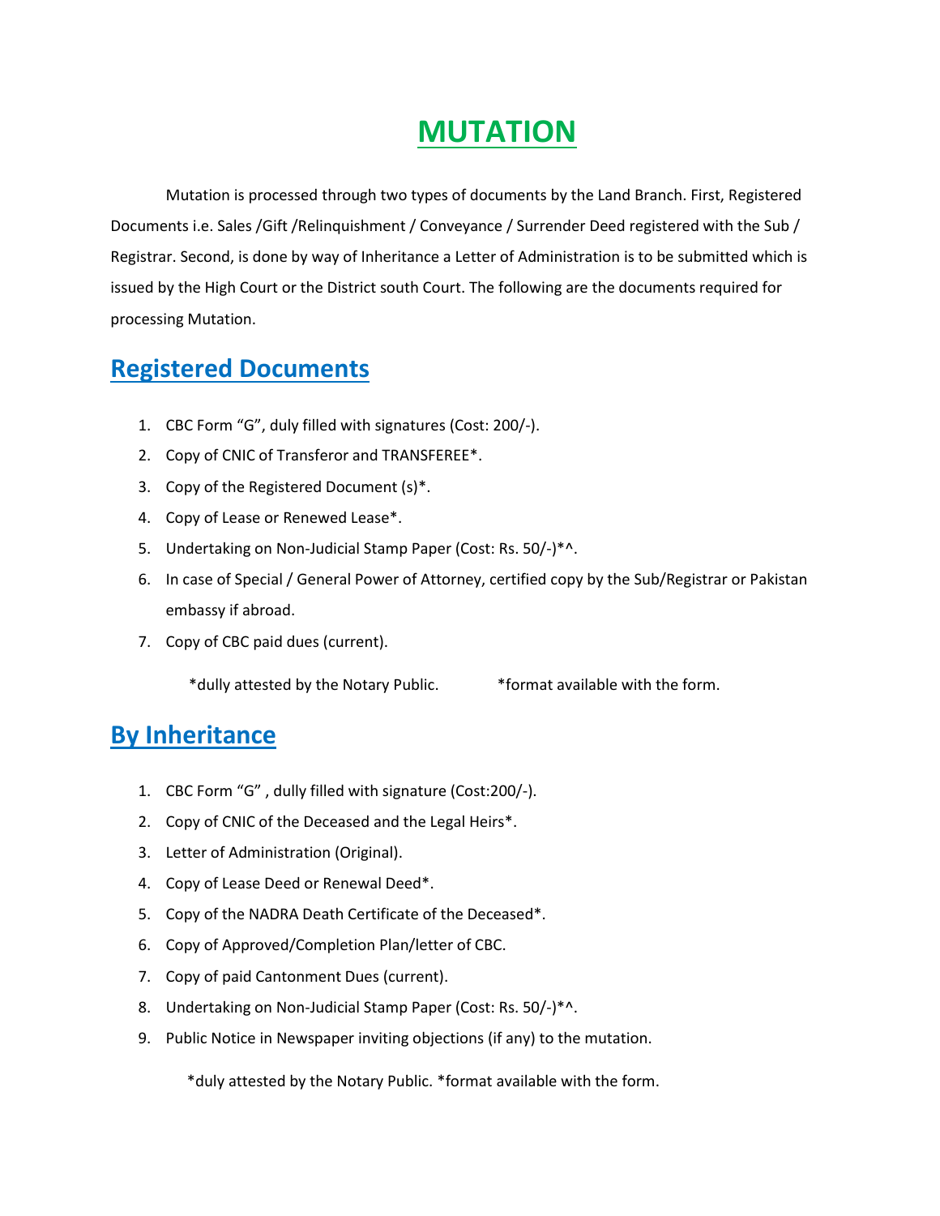# MUTATION

Mutation is processed through two types of documents by the Land Branch. First, Registered Documents i.e. Sales /Gift /Relinquishment / Conveyance / Surrender Deed registered with the Sub / Registrar. Second, is done by way of Inheritance a Letter of Administration is to be submitted which is issued by the High Court or the District south Court. The following are the documents required for processing Mutation.

## Registered Documents

1. CBC Form “G”, duly filled with signatures (Cost: 200/-).
2. Copy of CNIC of Transferor and TRANSFEREE*.
3. Copy of the Registered Document (s)*.
4. Copy of Lease or Renewed Lease*.
5. Undertaking on Non-Judicial Stamp Paper (Cost: Rs. 50/-)*^.
6. In case of Special / General Power of Attorney, certified copy by the Sub/Registrar or Pakistan embassy if abroad.
7. Copy of CBC paid dues (current).

*dully attested by the Notary Public. *format available with the form.

## By Inheritance

1. CBC Form “G” , dully filled with signature (Cost:200/-).
2. Copy of CNIC of the Deceased and the Legal Heirs*.
3. Letter of Administration (Original).
4. Copy of Lease Deed or Renewal Deed*.
5. Copy of the NADRA Death Certificate of the Deceased*.
6. Copy of Approved/Completion Plan/letter of CBC.
7. Copy of paid Cantonment Dues (current).
8. Undertaking on Non-Judicial Stamp Paper (Cost: Rs. 50/-)*^.
9. Public Notice in Newspaper inviting objections (if any) to the mutation.

*duly attested by the Notary Public. *format available with the form.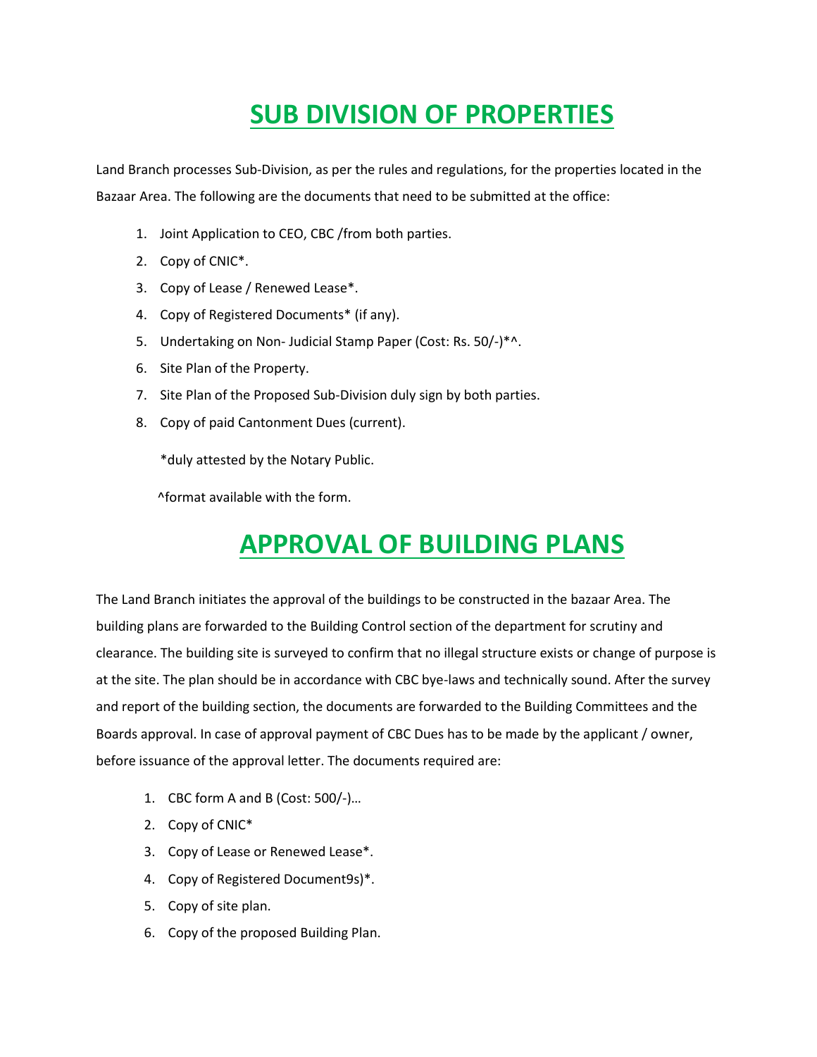# SUB DIVISION OF PROPERTIES

Land Branch processes Sub-Division, as per the rules and regulations, for the properties located in the Bazaar Area. The following are the documents that need to be submitted at the office:

1. Joint Application to CEO, CBC /from both parties.
2. Copy of CNIC*.
3. Copy of Lease / Renewed Lease*.
4. Copy of Registered Documents* (if any).
5. Undertaking on Non- Judicial Stamp Paper (Cost: Rs. 50/-)*^.
6. Site Plan of the Property.
7. Site Plan of the Proposed Sub-Division duly sign by both parties.
8. Copy of paid Cantonment Dues (current).

*duly attested by the Notary Public.

^format available with the form.

# APPROVAL OF BUILDING PLANS

The Land Branch initiates the approval of the buildings to be constructed in the bazaar Area. The building plans are forwarded to the Building Control section of the department for scrutiny and clearance. The building site is surveyed to confirm that no illegal structure exists or change of purpose is at the site. The plan should be in accordance with CBC bye-laws and technically sound. After the survey and report of the building section, the documents are forwarded to the Building Committees and the Boards approval. In case of approval payment of CBC Dues has to be made by the applicant / owner, before issuance of the approval letter. The documents required are:

1. CBC form A and B (Cost: 500/-)…
2. Copy of CNIC*
3. Copy of Lease or Renewed Lease*.
4. Copy of Registered Document9s)*.
5. Copy of site plan.
6. Copy of the proposed Building Plan.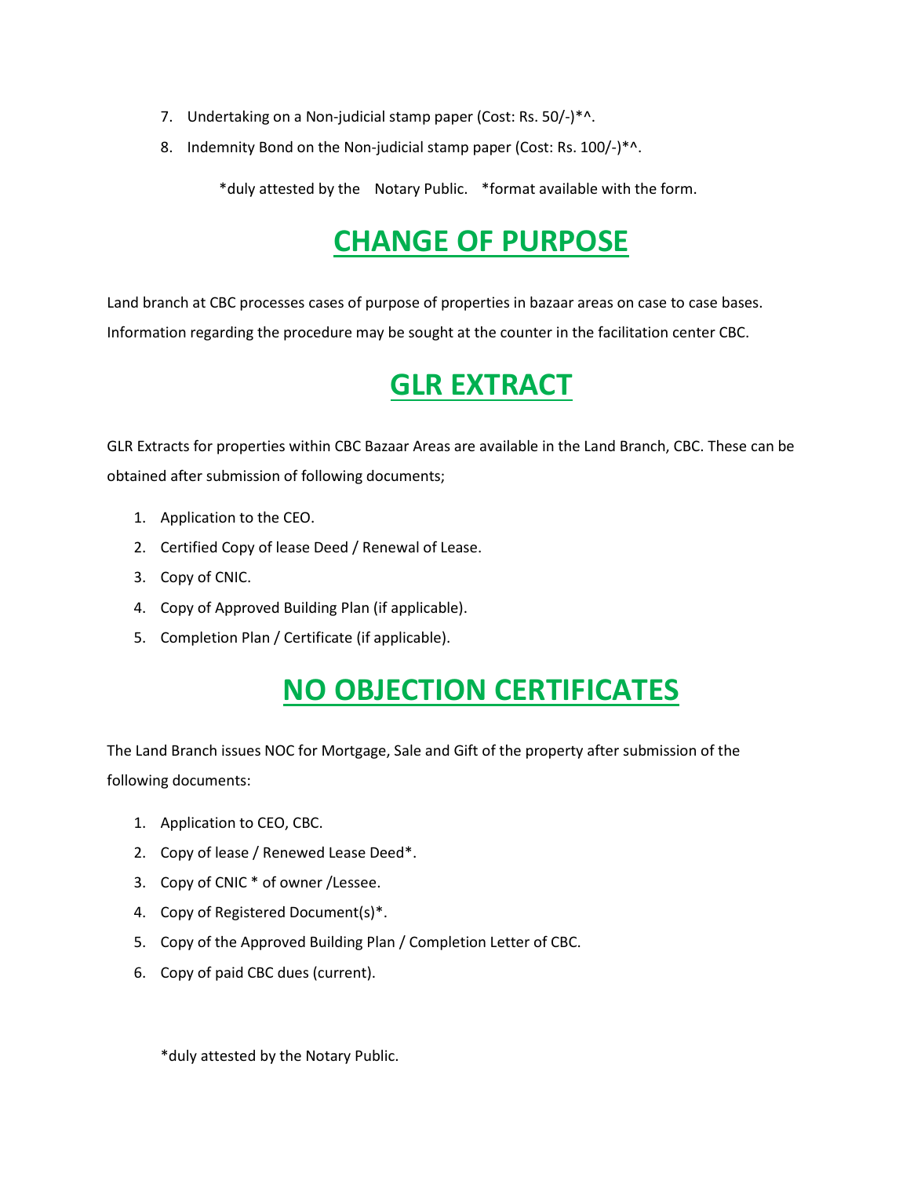7. Undertaking on a Non-judicial stamp paper (Cost: Rs. 50/-)*^.
8. Indemnity Bond on the Non-judicial stamp paper (Cost: Rs. 100/-)*^.

*duly attested by the Notary Public. *format available with the form.

# CHANGE OF PURPOSE

Land branch at CBC processes cases of purpose of properties in bazaar areas on case to case bases. Information regarding the procedure may be sought at the counter in the facilitation center CBC.

# GLR EXTRACT

GLR Extracts for properties within CBC Bazaar Areas are available in the Land Branch, CBC. These can be obtained after submission of following documents;

1. Application to the CEO.
2. Certified Copy of lease Deed / Renewal of Lease.
3. Copy of CNIC.
4. Copy of Approved Building Plan (if applicable).
5. Completion Plan / Certificate (if applicable).

# NO OBJECTION CERTIFICATES

The Land Branch issues NOC for Mortgage, Sale and Gift of the property after submission of the following documents:

1. Application to CEO, CBC.
2. Copy of lease / Renewed Lease Deed*.
3. Copy of CNIC * of owner /Lessee.
4. Copy of Registered Document(s)*.
5. Copy of the Approved Building Plan / Completion Letter of CBC.
6. Copy of paid CBC dues (current).

*duly attested by the Notary Public.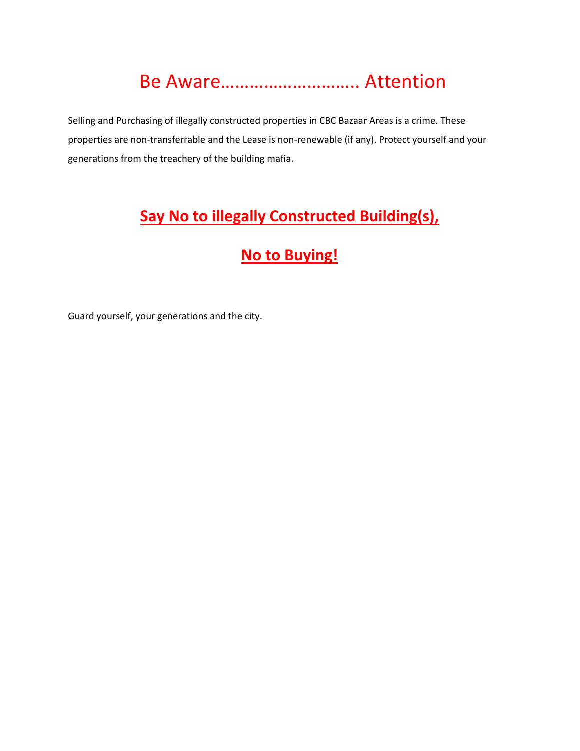# Be Aware……………………….. Attention

Selling and Purchasing of illegally constructed properties in CBC Bazaar Areas is a crime. These properties are non-transferrable and the Lease is non-renewable (if any). Protect yourself and your generations from the treachery of the building mafia.

## **Say No to illegally Constructed Building(s),**

## **No to Buying!**

Guard yourself, your generations and the city.